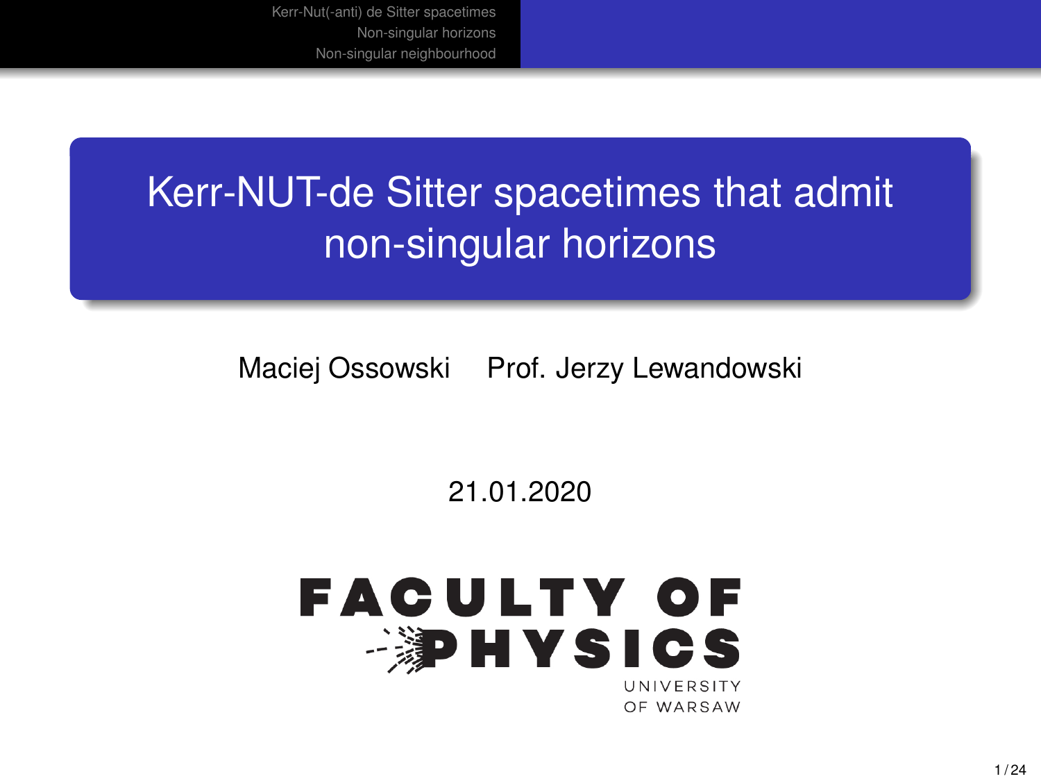# Kerr-NUT-de Sitter spacetimes that admit non-singular horizons

Maciej Ossowski     Prof. Jerzy Lewandowski

21.01.2020

FACULTY OF PHYSICS
UNIVERSITY OF WARSAW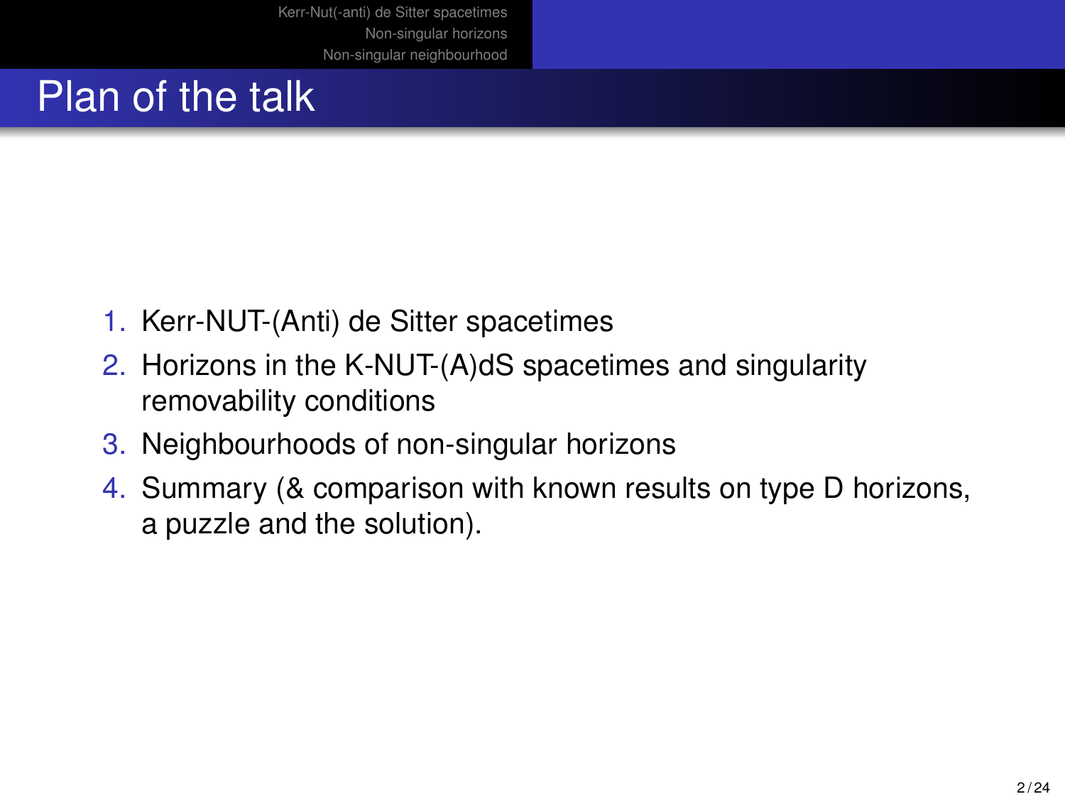# Plan of the talk

1. Kerr-NUT-(Anti) de Sitter spacetimes
2. Horizons in the K-NUT-(A)dS spacetimes and singularity removability conditions
3. Neighbourhoods of non-singular horizons
4. Summary (& comparison with known results on type D horizons, a puzzle and the solution).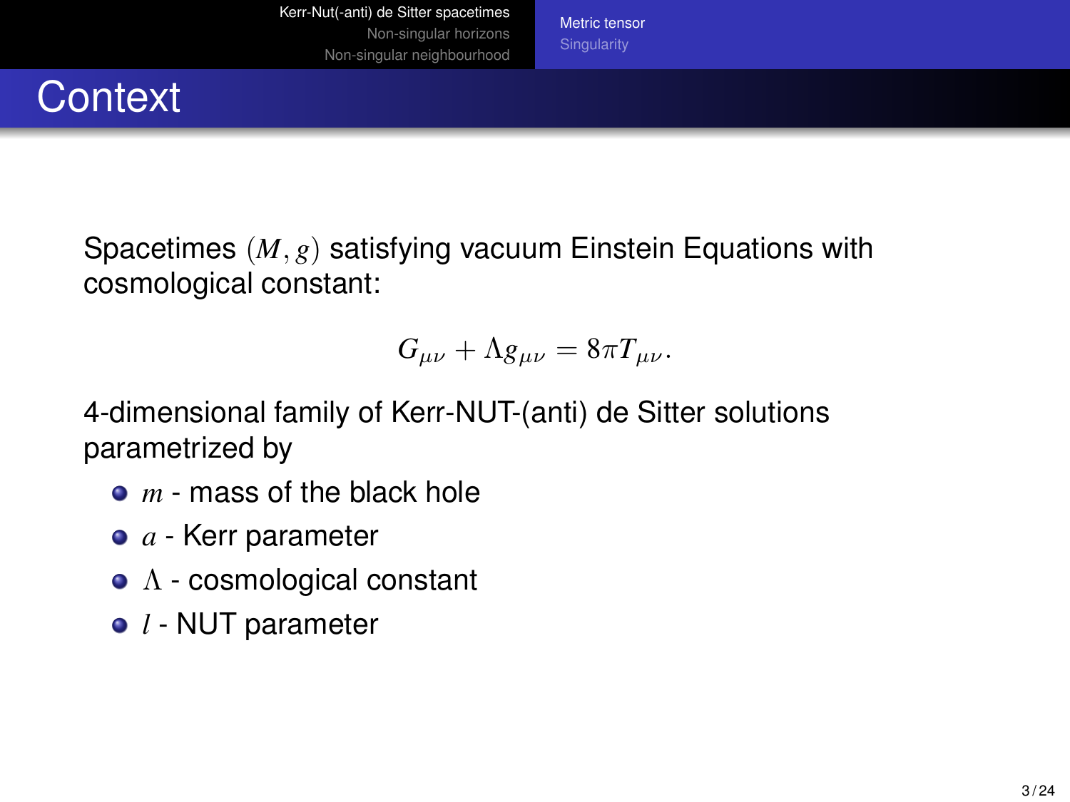# Context

Spacetimes $(M, g)$ satisfying vacuum Einstein Equations with cosmological constant:

$$G_{\mu\nu} + \Lambda g_{\mu\nu} = 8\pi T_{\mu\nu}.$$

4-dimensional family of Kerr-NUT-(anti) de Sitter solutions parametrized by

- $m$ - mass of the black hole
- $a$ - Kerr parameter
- $\Lambda$ - cosmological constant
- $l$ - NUT parameter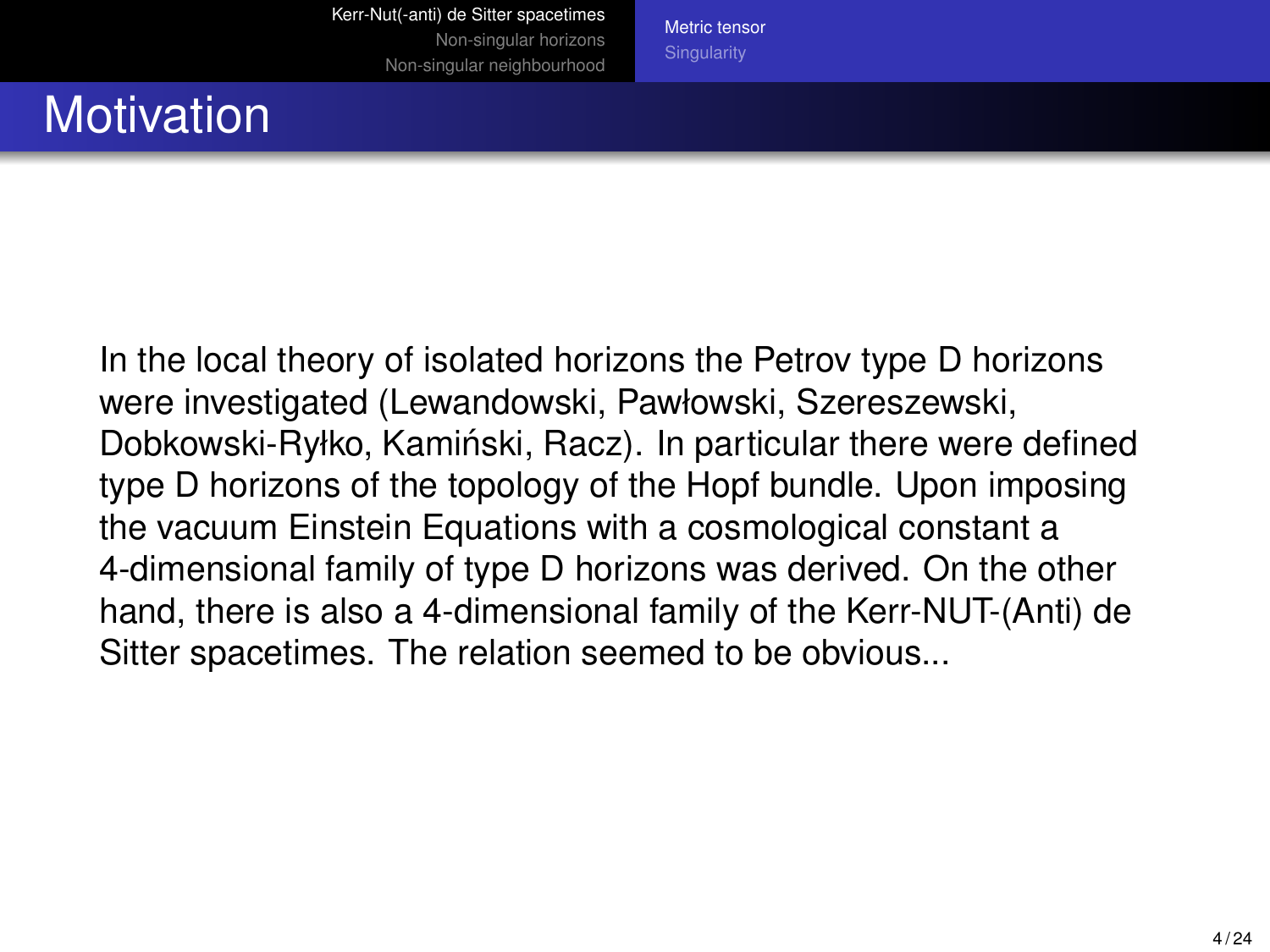# Motivation

In the local theory of isolated horizons the Petrov type D horizons were investigated (Lewandowski, Pawłowski, Szereszewski, Dobkowski-Ryłko, Kamiński, Racz). In particular there were defined type D horizons of the topology of the Hopf bundle. Upon imposing the vacuum Einstein Equations with a cosmological constant a 4-dimensional family of type D horizons was derived. On the other hand, there is also a 4-dimensional family of the Kerr-NUT-(Anti) de Sitter spacetimes. The relation seemed to be obvious...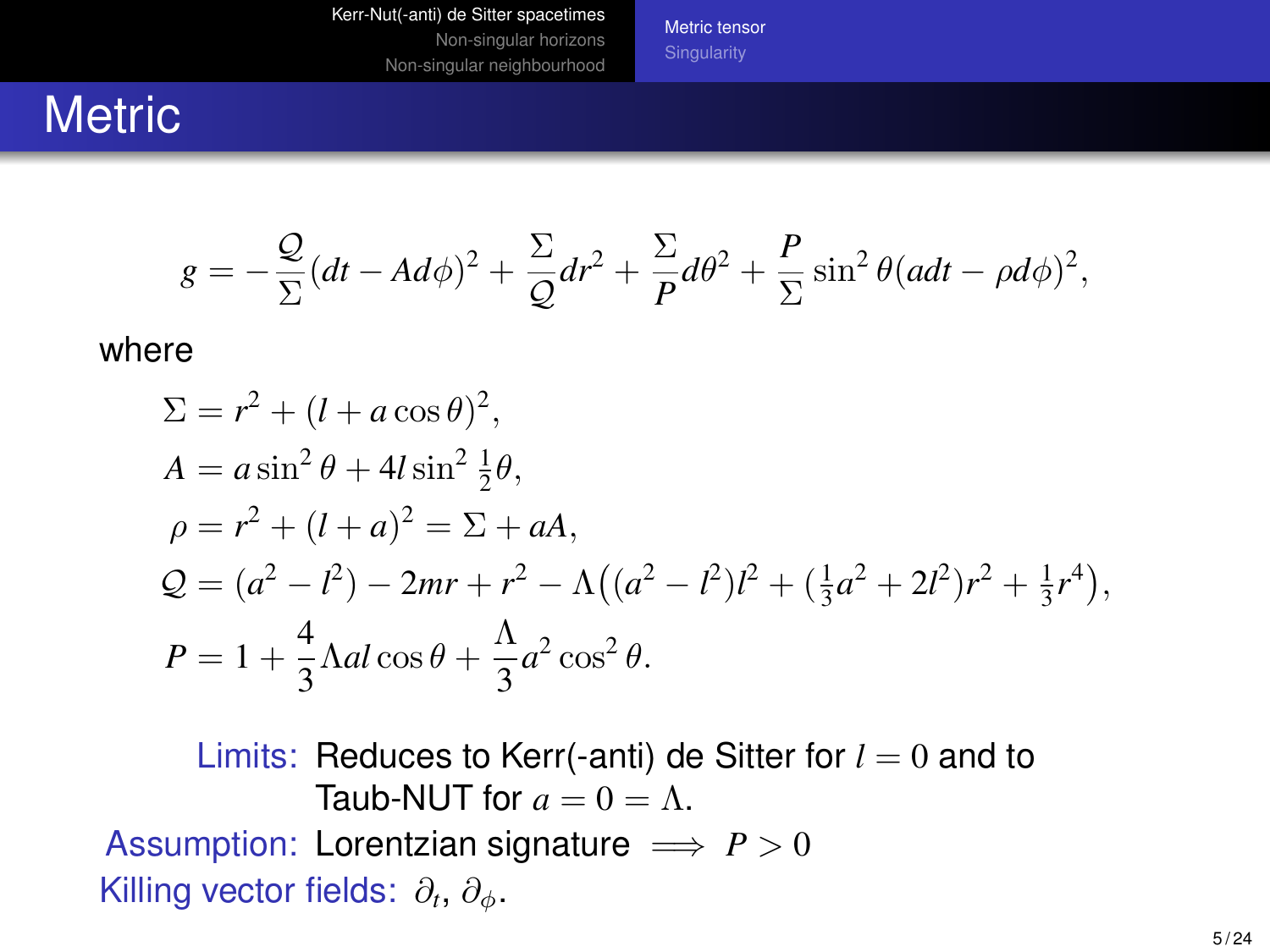# Metric

$$g = -\frac{\mathcal{Q}}{\Sigma}(dt - Ad\phi)^2 + \frac{\Sigma}{\mathcal{Q}}dr^2 + \frac{\Sigma}{P}d\theta^2 + \frac{P}{\Sigma}\sin^2\theta(adt - \rho d\phi)^2,$$

where

$$\Sigma = r^2 + (l + a\cos\theta)^2,$$

$$A = a\sin^2\theta + 4l\sin^2\tfrac{1}{2}\theta,$$

$$\rho = r^2 + (l+a)^2 = \Sigma + aA,$$

$$\mathcal{Q} = (a^2 - l^2) - 2mr + r^2 - \Lambda\big((a^2 - l^2)l^2 + (\tfrac{1}{3}a^2 + 2l^2)r^2 + \tfrac{1}{3}r^4\big),$$

$$P = 1 + \frac{4}{3}\Lambda a l\cos\theta + \frac{\Lambda}{3}a^2\cos^2\theta.$$

**Limits:** Reduces to Kerr(-anti) de Sitter for $l = 0$ and to Taub-NUT for $a = 0 = \Lambda$.

**Assumption:** Lorentzian signature $\implies P > 0$

**Killing vector fields:** $\partial_t$, $\partial_\phi$.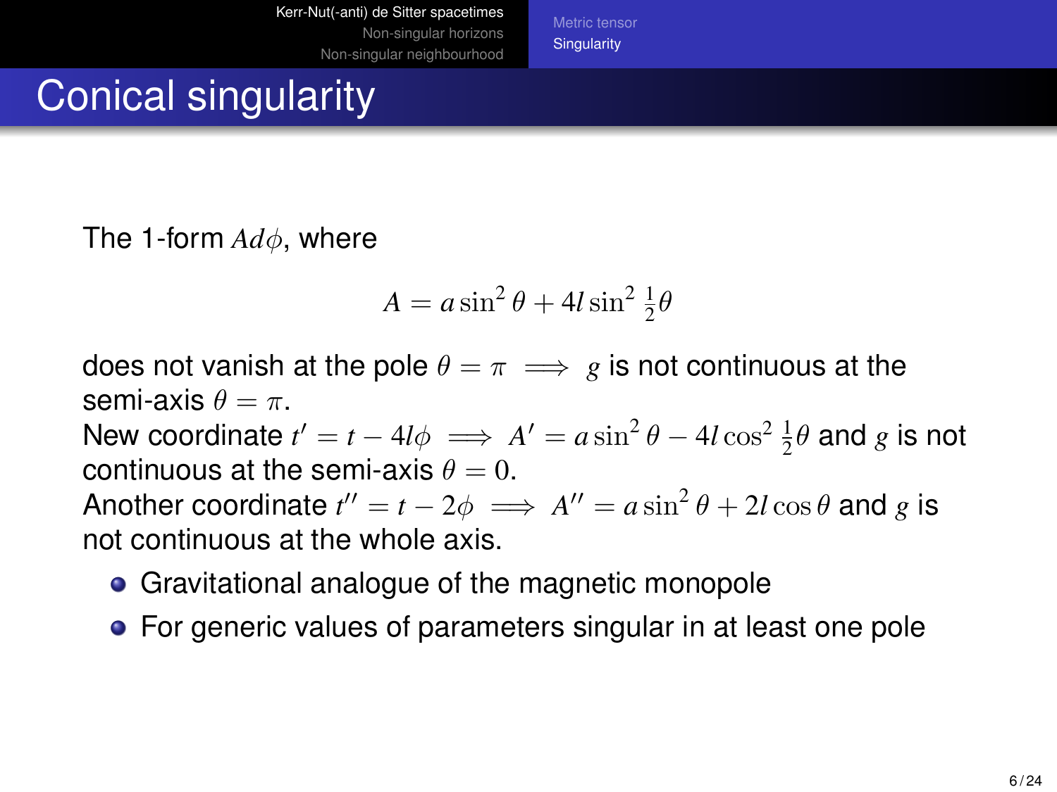# Conical singularity

The 1-form $A d\phi$, where

$$A = a \sin^2 \theta + 4l \sin^2 \tfrac{1}{2}\theta$$

does not vanish at the pole $\theta = \pi \implies g$ is not continuous at the semi-axis $\theta = \pi$.

New coordinate $t' = t - 4l\phi \implies A' = a \sin^2 \theta - 4l \cos^2 \tfrac{1}{2}\theta$ and $g$ is not continuous at the semi-axis $\theta = 0$.

Another coordinate $t'' = t - 2\phi \implies A'' = a \sin^2 \theta + 2l \cos \theta$ and $g$ is not continuous at the whole axis.

- Gravitational analogue of the magnetic monopole
- For generic values of parameters singular in at least one pole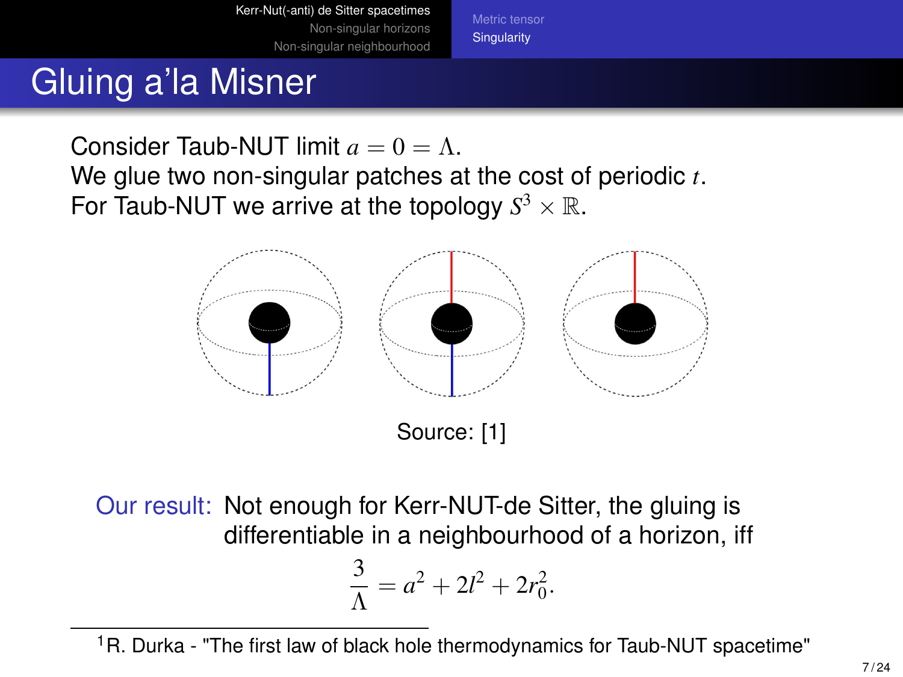# Gluing a'la Misner

Consider Taub-NUT limit $a = 0 = \Lambda$.
We glue two non-singular patches at the cost of periodic $t$.
For Taub-NUT we arrive at the topology $S^3 \times \mathbb{R}$.

Source: [1]

Our result: Not enough for Kerr-NUT-de Sitter, the gluing is differentiable in a neighbourhood of a horizon, iff

$$\frac{3}{\Lambda} = a^2 + 2l^2 + 2r_0^2.$$

[1] R. Durka - "The first law of black hole thermodynamics for Taub-NUT spacetime"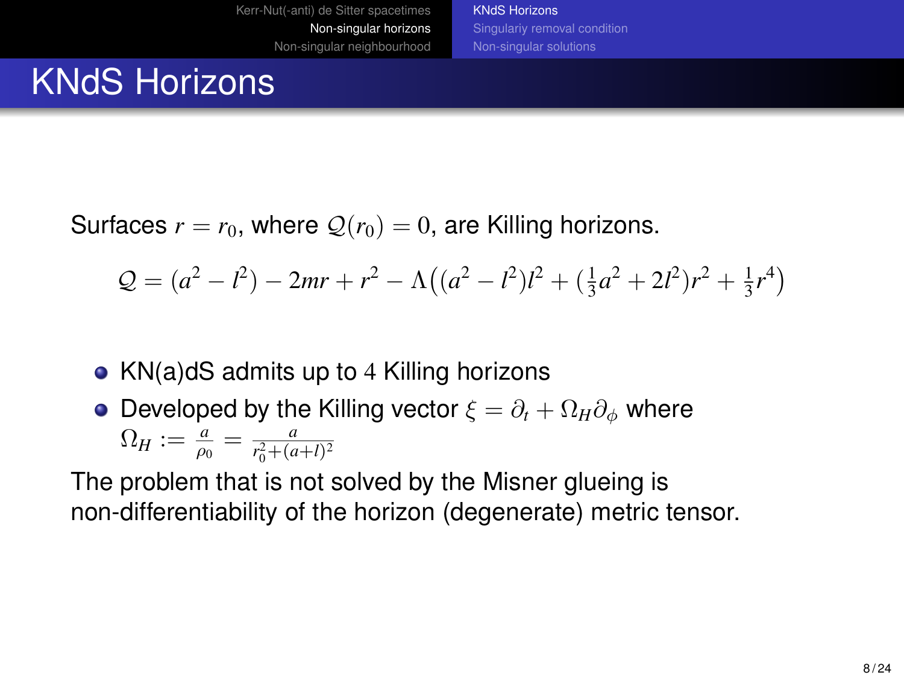# KNdS Horizons

Surfaces $r = r_0$, where $\mathcal{Q}(r_0) = 0$, are Killing horizons.

$$\mathcal{Q} = (a^2 - l^2) - 2mr + r^2 - \Lambda\big((a^2 - l^2)l^2 + (\tfrac{1}{3}a^2 + 2l^2)r^2 + \tfrac{1}{3}r^4\big)$$

- KN(a)dS admits up to 4 Killing horizons
- Developed by the Killing vector $\xi = \partial_t + \Omega_H \partial_\phi$ where $\Omega_H := \frac{a}{\rho_0} = \frac{a}{r_0^2 + (a+l)^2}$

The problem that is not solved by the Misner glueing is non-differentiability of the horizon (degenerate) metric tensor.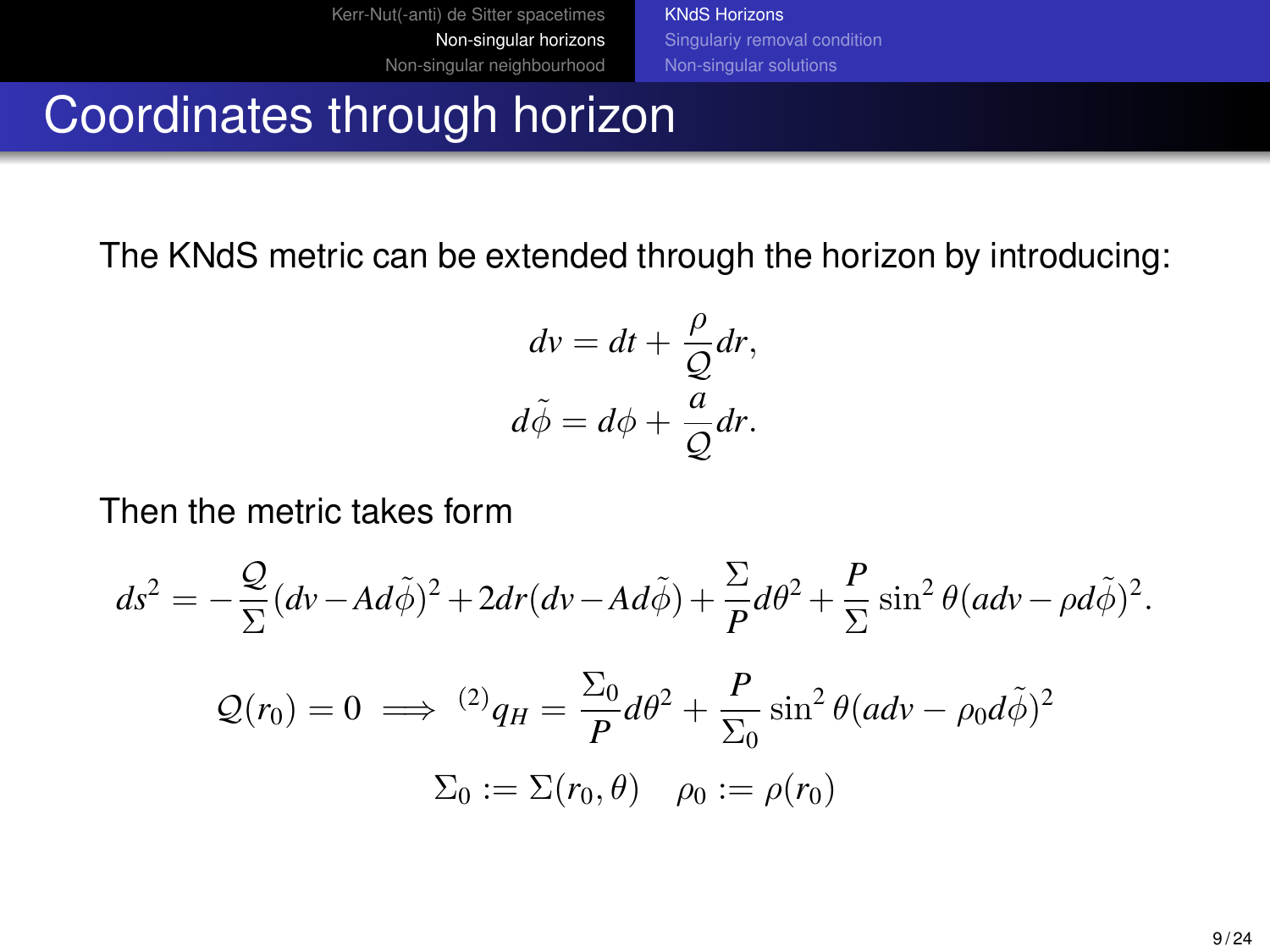# Coordinates through horizon

The KNdS metric can be extended through the horizon by introducing:

$$dv = dt + \frac{\rho}{\mathcal{Q}}dr,$$
$$d\tilde{\phi} = d\phi + \frac{a}{\mathcal{Q}}dr.$$

Then the metric takes form

$$ds^2 = -\frac{\mathcal{Q}}{\Sigma}(dv - Ad\tilde{\phi})^2 + 2dr(dv - Ad\tilde{\phi}) + \frac{\Sigma}{P}d\theta^2 + \frac{P}{\Sigma}\sin^2\theta(adv - \rho d\tilde{\phi})^2.$$

$$\mathcal{Q}(r_0) = 0 \implies {}^{(2)}q_H = \frac{\Sigma_0}{P}d\theta^2 + \frac{P}{\Sigma_0}\sin^2\theta(adv - \rho_0 d\tilde{\phi})^2$$

$$\Sigma_0 := \Sigma(r_0, \theta) \quad \rho_0 := \rho(r_0)$$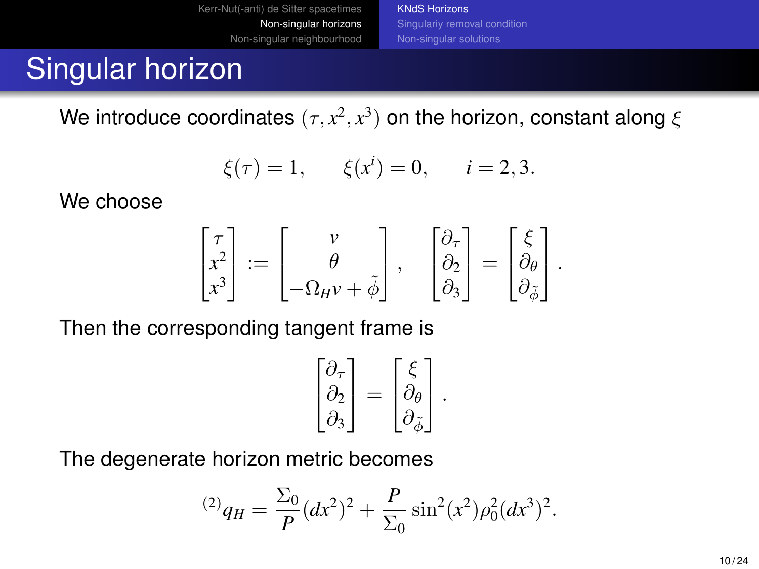# Singular horizon

We introduce coordinates $(\tau, x^2, x^3)$ on the horizon, constant along $\xi$

$$\xi(\tau) = 1, \qquad \xi(x^i) = 0, \qquad i = 2, 3.$$

We choose

$$\begin{bmatrix} \tau \\ x^2 \\ x^3 \end{bmatrix} := \begin{bmatrix} v \\ \theta \\ -\Omega_H v + \tilde{\phi} \end{bmatrix}, \quad \begin{bmatrix} \partial_\tau \\ \partial_2 \\ \partial_3 \end{bmatrix} = \begin{bmatrix} \xi \\ \partial_\theta \\ \partial_{\tilde{\phi}} \end{bmatrix}.$$

Then the corresponding tangent frame is

$$\begin{bmatrix} \partial_\tau \\ \partial_2 \\ \partial_3 \end{bmatrix} = \begin{bmatrix} \xi \\ \partial_\theta \\ \partial_{\tilde{\phi}} \end{bmatrix}.$$

The degenerate horizon metric becomes

$${}^{(2)}q_H = \frac{\Sigma_0}{P}(dx^2)^2 + \frac{P}{\Sigma_0}\sin^2(x^2)\rho_0^2(dx^3)^2.$$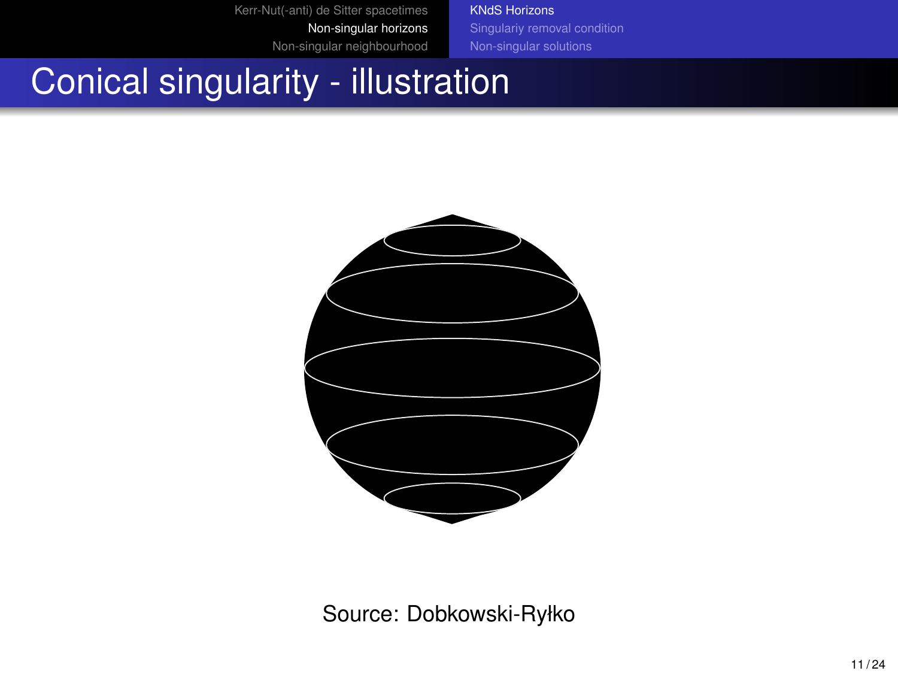# Conical singularity - illustration

Source: Dobkowski-Ryłko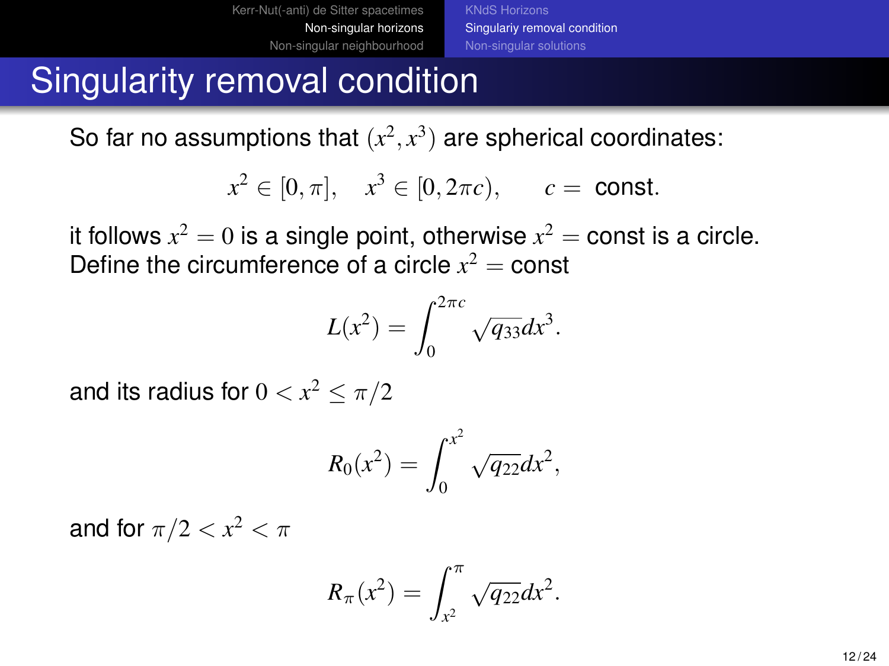# Singularity removal condition

So far no assumptions that $(x^2, x^3)$ are spherical coordinates:

$$x^2 \in [0, \pi], \quad x^3 \in [0, 2\pi c), \qquad c = \text{ const.}$$

it follows $x^2 = 0$ is a single point, otherwise $x^2 = $ const is a circle. Define the circumference of a circle $x^2 = $ const

$$L(x^2) = \int_0^{2\pi c} \sqrt{q_{33}} dx^3.$$

and its radius for $0 < x^2 \leq \pi/2$

$$R_0(x^2) = \int_0^{x^2} \sqrt{q_{22}} dx^2,$$

and for $\pi/2 < x^2 < \pi$

$$R_\pi(x^2) = \int_{x^2}^{\pi} \sqrt{q_{22}} dx^2.$$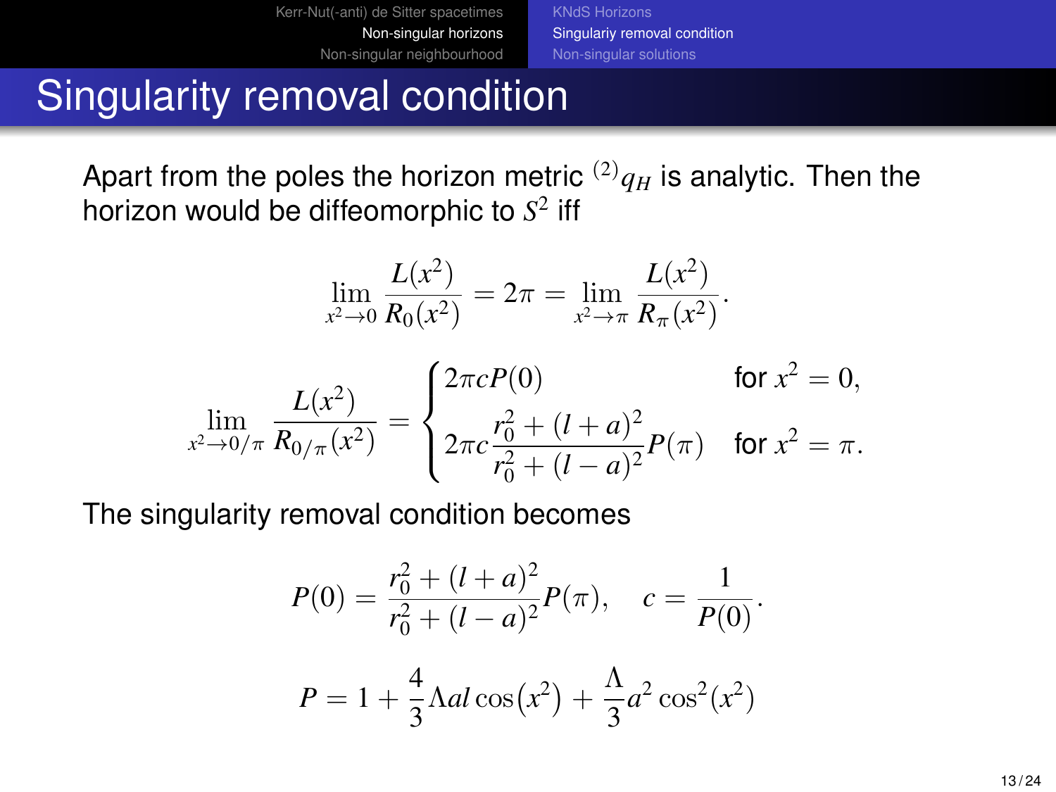# Singularity removal condition

Apart from the poles the horizon metric ${}^{(2)}q_H$ is analytic. Then the horizon would be diffeomorphic to $S^2$ iff

$$\lim_{x^2 \to 0} \frac{L(x^2)}{R_0(x^2)} = 2\pi = \lim_{x^2 \to \pi} \frac{L(x^2)}{R_\pi(x^2)}.$$

$$\lim_{x^2 \to 0/\pi} \frac{L(x^2)}{R_{0/\pi}(x^2)} = \begin{cases} 2\pi c P(0) & \text{for } x^2 = 0, \\ 2\pi c \dfrac{r_0^2 + (l+a)^2}{r_0^2 + (l-a)^2} P(\pi) & \text{for } x^2 = \pi. \end{cases}$$

The singularity removal condition becomes

$$P(0) = \frac{r_0^2 + (l+a)^2}{r_0^2 + (l-a)^2} P(\pi), \quad c = \frac{1}{P(0)}.$$

$$P = 1 + \frac{4}{3}\Lambda a l \cos\left(x^2\right) + \frac{\Lambda}{3} a^2 \cos^2(x^2)$$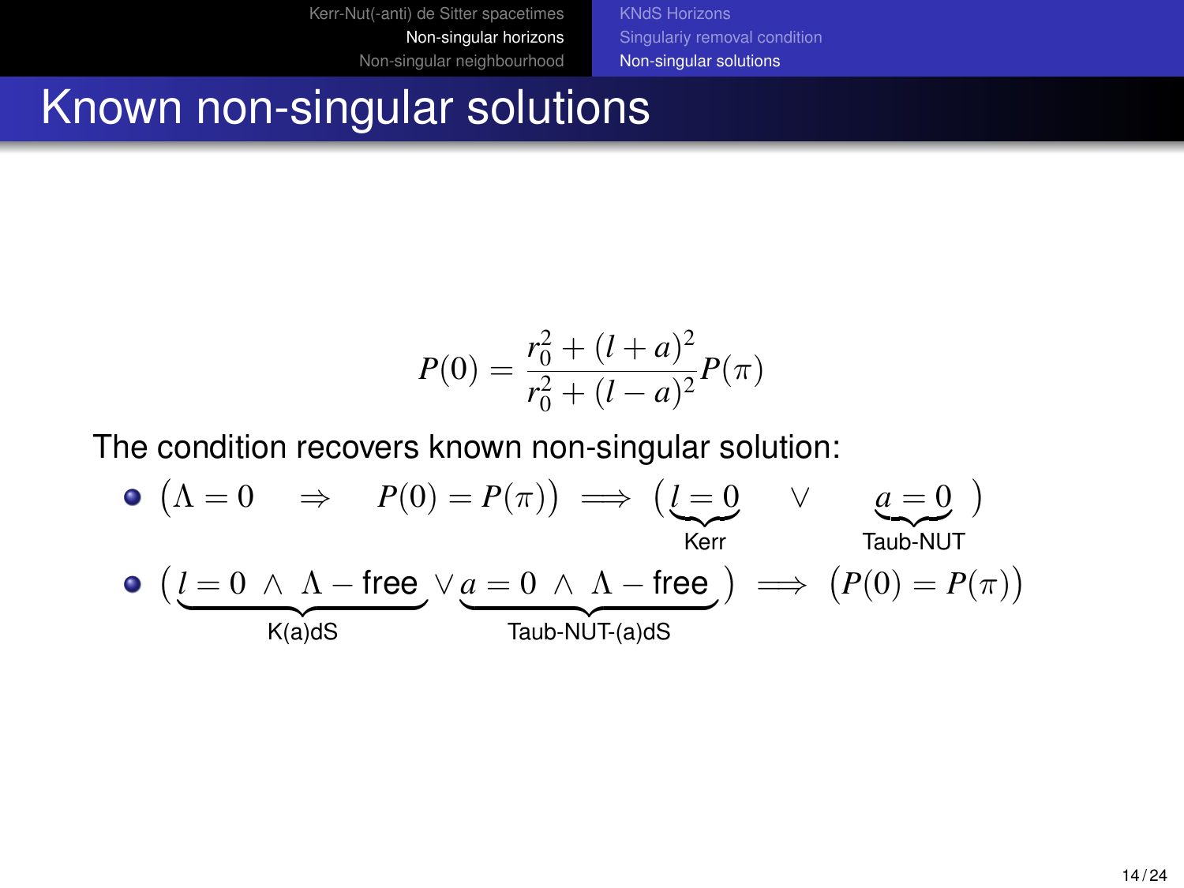# Known non-singular solutions

$$P(0) = \frac{r_0^2 + (l+a)^2}{r_0^2 + (l-a)^2} P(\pi)$$

The condition recovers known non-singular solution:

- $\big(\Lambda = 0 \quad \Rightarrow \quad P(0) = P(\pi)\big) \implies \big(\underbrace{l = 0}_{\text{Kerr}} \quad \vee \quad \underbrace{a = 0}_{\text{Taub-NUT}}\ \big)$
- $\big(\underbrace{l = 0\ \wedge\ \Lambda - \text{free}}_{\text{K(a)dS}} \vee \underbrace{a = 0\ \wedge\ \Lambda - \text{free}}_{\text{Taub-NUT-(a)dS}}\big) \implies \big(P(0) = P(\pi)\big)$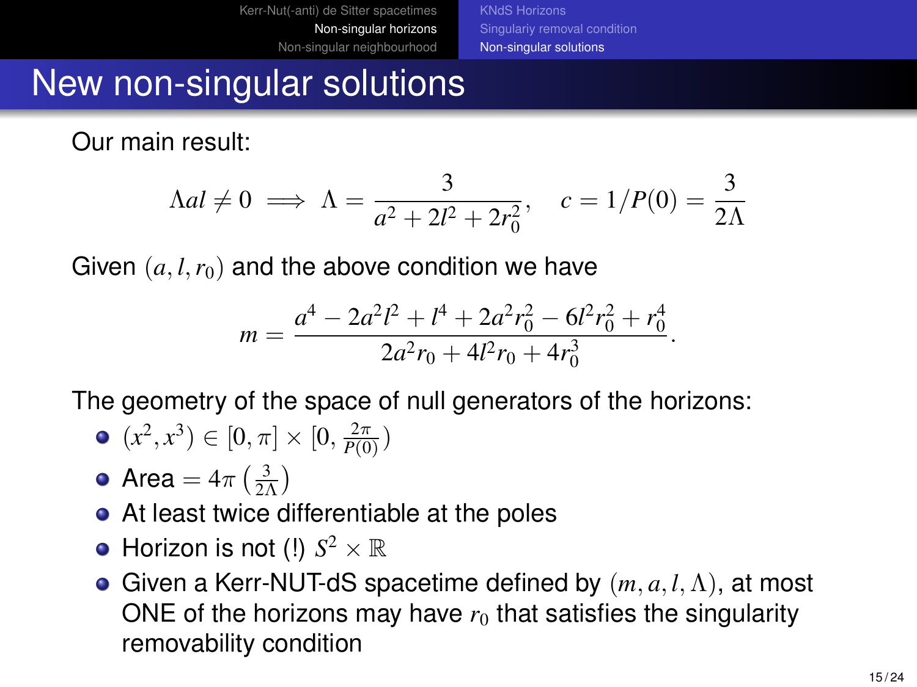# New non-singular solutions

Our main result:

$$\Lambda a l \neq 0 \implies \Lambda = \frac{3}{a^2 + 2l^2 + 2r_0^2}, \quad c = 1/P(0) = \frac{3}{2\Lambda}$$

Given $(a, l, r_0)$ and the above condition we have

$$m = \frac{a^4 - 2a^2l^2 + l^4 + 2a^2r_0^2 - 6l^2r_0^2 + r_0^4}{2a^2r_0 + 4l^2r_0 + 4r_0^3}.$$

The geometry of the space of null generators of the horizons:

- $(x^2, x^3) \in [0, \pi] \times [0, \frac{2\pi}{P(0)})$
- Area $= 4\pi \left(\frac{3}{2\Lambda}\right)$
- At least twice differentiable at the poles
- Horizon is not (!) $S^2 \times \mathbb{R}$
- Given a Kerr-NUT-dS spacetime defined by $(m, a, l, \Lambda)$, at most ONE of the horizons may have $r_0$ that satisfies the singularity removability condition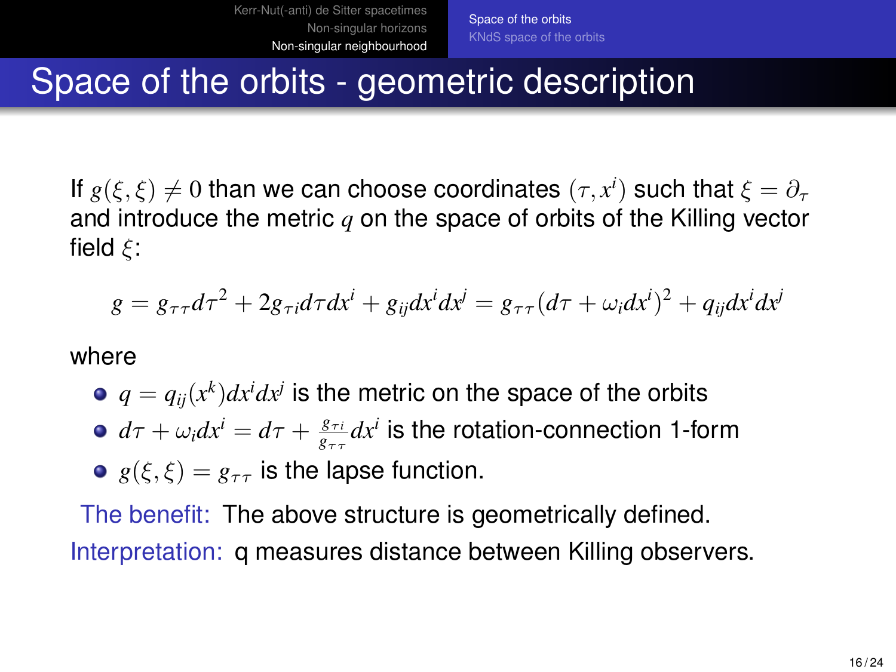# Space of the orbits - geometric description

If $g(\xi, \xi) \neq 0$ than we can choose coordinates $(\tau, x^i)$ such that $\xi = \partial_\tau$ and introduce the metric $q$ on the space of orbits of the Killing vector field $\xi$:

$$g = g_{\tau\tau} d\tau^2 + 2 g_{\tau i} d\tau dx^i + g_{ij} dx^i dx^j = g_{\tau\tau}(d\tau + \omega_i dx^i)^2 + q_{ij} dx^i dx^j$$

where

- $q = q_{ij}(x^k) dx^i dx^j$ is the metric on the space of the orbits
- $d\tau + \omega_i dx^i = d\tau + \frac{g_{\tau i}}{g_{\tau\tau}} dx^i$ is the rotation-connection 1-form
- $g(\xi, \xi) = g_{\tau\tau}$ is the lapse function.

The benefit: The above structure is geometrically defined.

Interpretation: q measures distance between Killing observers.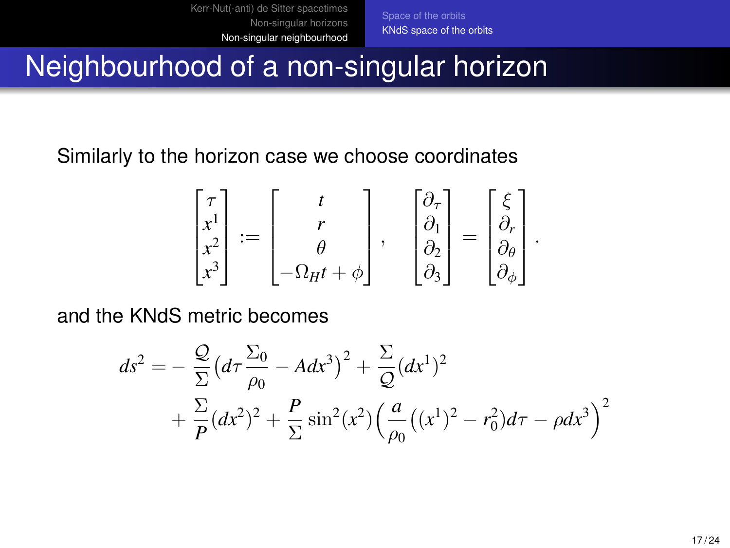# Neighbourhood of a non-singular horizon

Similarly to the horizon case we choose coordinates

$$
\begin{bmatrix} \tau \\ x^1 \\ x^2 \\ x^3 \end{bmatrix} := \begin{bmatrix} t \\ r \\ \theta \\ -\Omega_H t + \phi \end{bmatrix}, \quad \begin{bmatrix} \partial_\tau \\ \partial_1 \\ \partial_2 \\ \partial_3 \end{bmatrix} = \begin{bmatrix} \xi \\ \partial_r \\ \partial_\theta \\ \partial_\phi \end{bmatrix}.
$$

and the KNdS metric becomes

$$
\begin{aligned}
ds^2 = &- \frac{\mathcal{Q}}{\Sigma}\left(d\tau \frac{\Sigma_0}{\rho_0} - A dx^3\right)^2 + \frac{\Sigma}{\mathcal{Q}}(dx^1)^2 \\
&+ \frac{\Sigma}{P}(dx^2)^2 + \frac{P}{\Sigma}\sin^2(x^2)\left(\frac{a}{\rho_0}\left((x^1)^2 - r_0^2\right)d\tau - \rho dx^3\right)^2
\end{aligned}
$$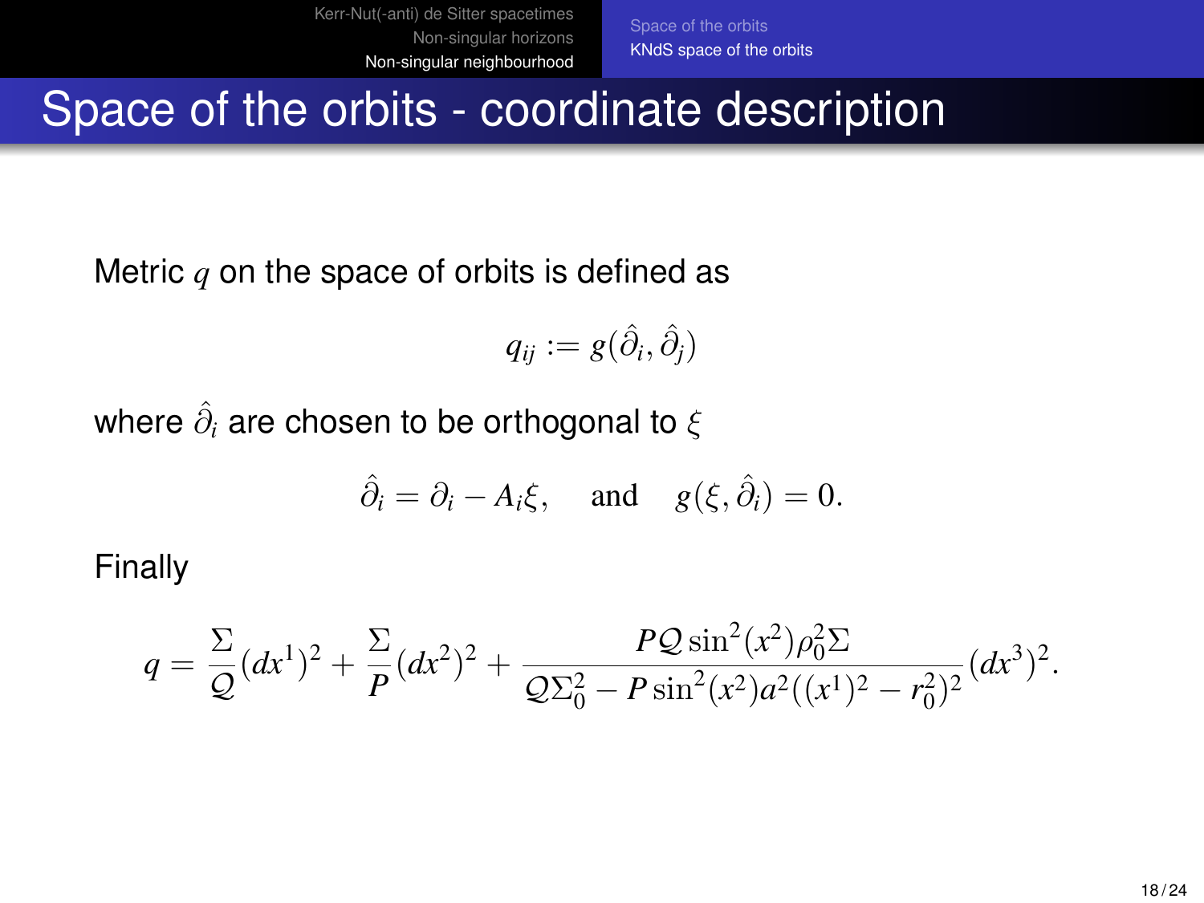# Space of the orbits - coordinate description

Metric $q$ on the space of orbits is defined as

$$q_{ij} := g(\hat{\partial}_i, \hat{\partial}_j)$$

where $\hat{\partial}_i$ are chosen to be orthogonal to $\xi$

$$\hat{\partial}_i = \partial_i - A_i \xi, \quad \text{and} \quad g(\xi, \hat{\partial}_i) = 0.$$

Finally

$$q = \frac{\Sigma}{\mathcal{Q}}(dx^1)^2 + \frac{\Sigma}{P}(dx^2)^2 + \frac{P\mathcal{Q}\sin^2(x^2)\rho_0^2\Sigma}{\mathcal{Q}\Sigma_0^2 - P\sin^2(x^2)a^2((x^1)^2 - r_0^2)^2}(dx^3)^2.$$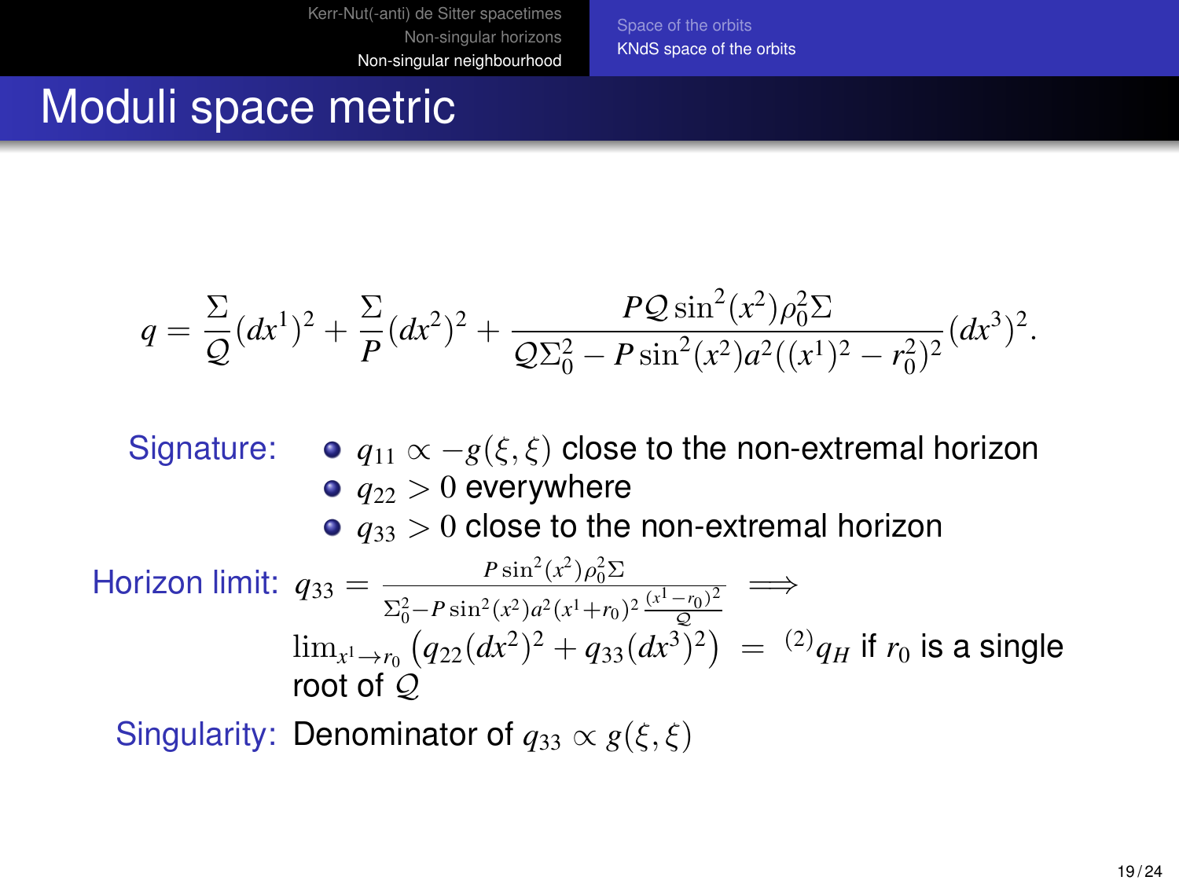# Moduli space metric

$$q = \frac{\Sigma}{\mathcal{Q}}(dx^1)^2 + \frac{\Sigma}{P}(dx^2)^2 + \frac{P\mathcal{Q}\sin^2(x^2)\rho_0^2\Sigma}{\mathcal{Q}\Sigma_0^2 - P\sin^2(x^2)a^2((x^1)^2 - r_0^2)^2}(dx^3)^2.$$

**Signature:**

- $q_{11} \propto -g(\xi,\xi)$ close to the non-extremal horizon
- $q_{22} > 0$ everywhere
- $q_{33} > 0$ close to the non-extremal horizon

**Horizon limit:** $q_{33} = \frac{P\sin^2(x^2)\rho_0^2\Sigma}{\Sigma_0^2 - P\sin^2(x^2)a^2(x^1+r_0)^2\frac{(x^1-r_0)^2}{\mathcal{Q}}} \implies$ $\lim_{x^1\to r_0}\left(q_{22}(dx^2)^2 + q_{33}(dx^3)^2\right) = {}^{(2)}q_H$ if $r_0$ is a single root of $\mathcal{Q}$

**Singularity:** Denominator of $q_{33} \propto g(\xi,\xi)$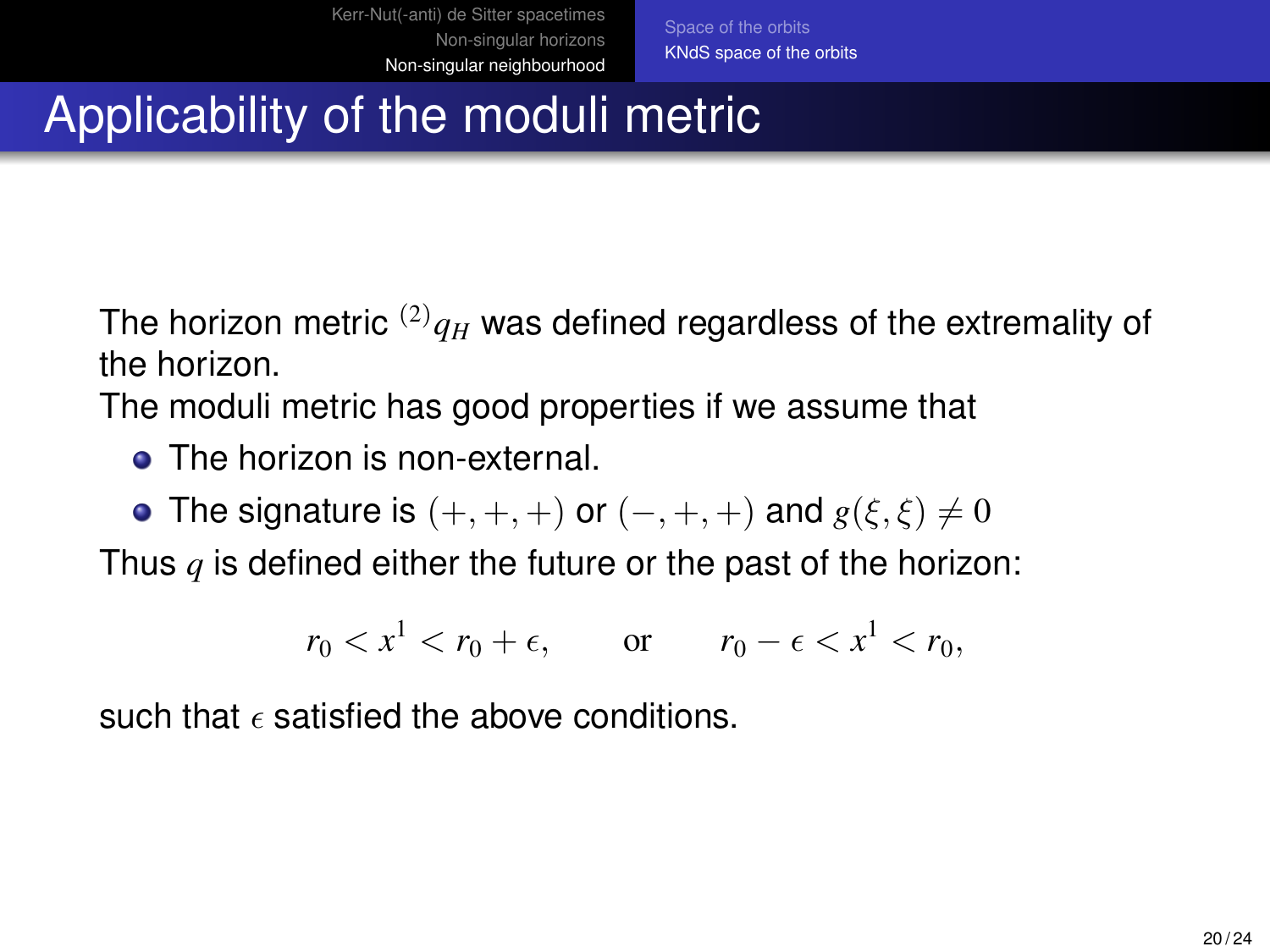# Applicability of the moduli metric

The horizon metric ${}^{(2)}q_H$ was defined regardless of the extremality of the horizon.

The moduli metric has good properties if we assume that

- The horizon is non-external.
- The signature is $(+,+,+)$ or $(-,+,+)$ and $g(\xi,\xi) \neq 0$

Thus $q$ is defined either the future or the past of the horizon:

$$r_0 < x^1 < r_0 + \epsilon, \qquad \text{or} \qquad r_0 - \epsilon < x^1 < r_0,$$

such that $\epsilon$ satisfied the above conditions.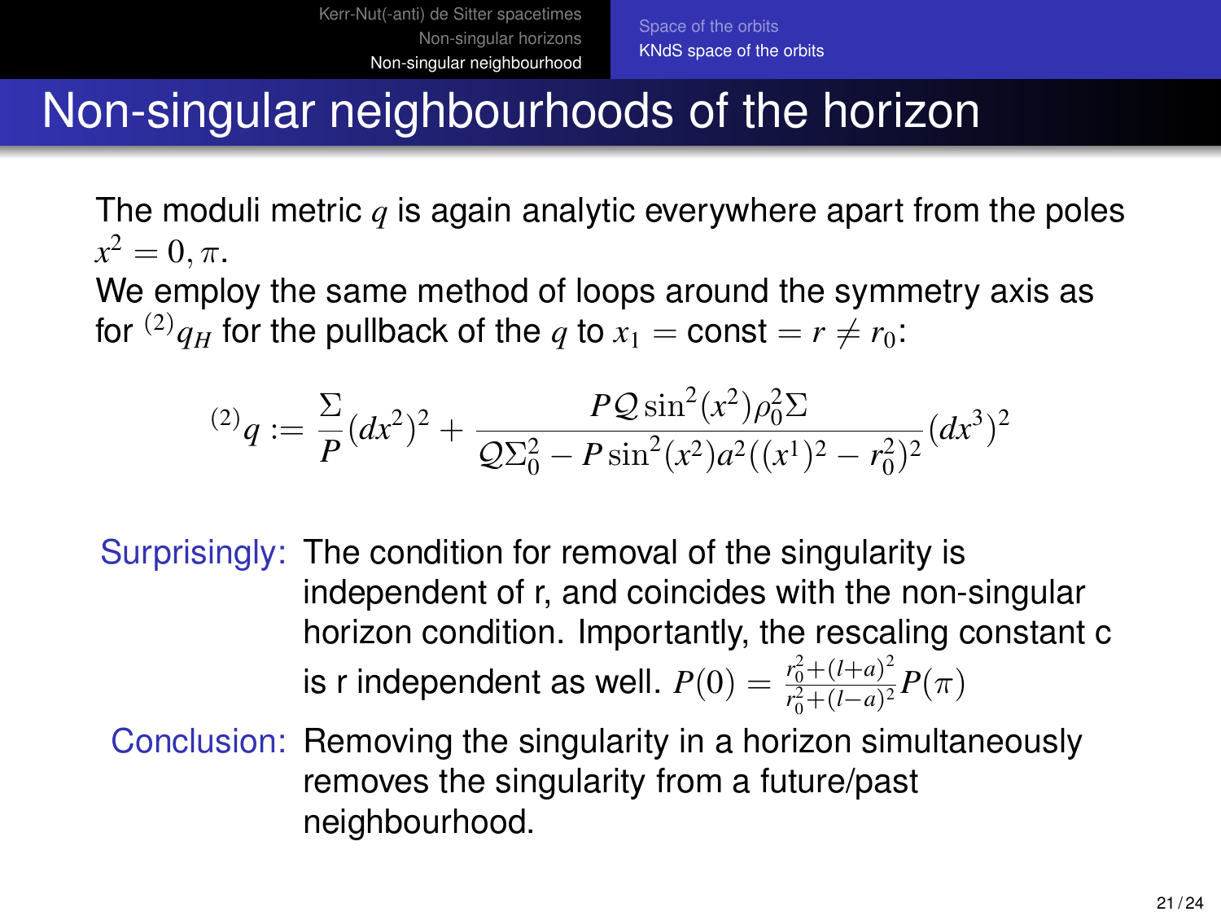# Non-singular neighbourhoods of the horizon

The moduli metric $q$ is again analytic everywhere apart from the poles $x^2 = 0, \pi$.

We employ the same method of loops around the symmetry axis as for ${}^{(2)}q_H$ for the pullback of the $q$ to $x_1 = \text{const} = r \neq r_0$:

$$
{}^{(2)}q := \frac{\Sigma}{P}(dx^2)^2 + \frac{PQ\sin^2(x^2)\rho_0^2\Sigma}{Q\Sigma_0^2 - P\sin^2(x^2)a^2((x^1)^2 - r_0^2)^2}(dx^3)^2
$$

**Surprisingly:** The condition for removal of the singularity is independent of r, and coincides with the non-singular horizon condition. Importantly, the rescaling constant c is r independent as well. $P(0) = \frac{r_0^2+(l+a)^2}{r_0^2+(l-a)^2}P(\pi)$

**Conclusion:** Removing the singularity in a horizon simultaneously removes the singularity from a future/past neighbourhood.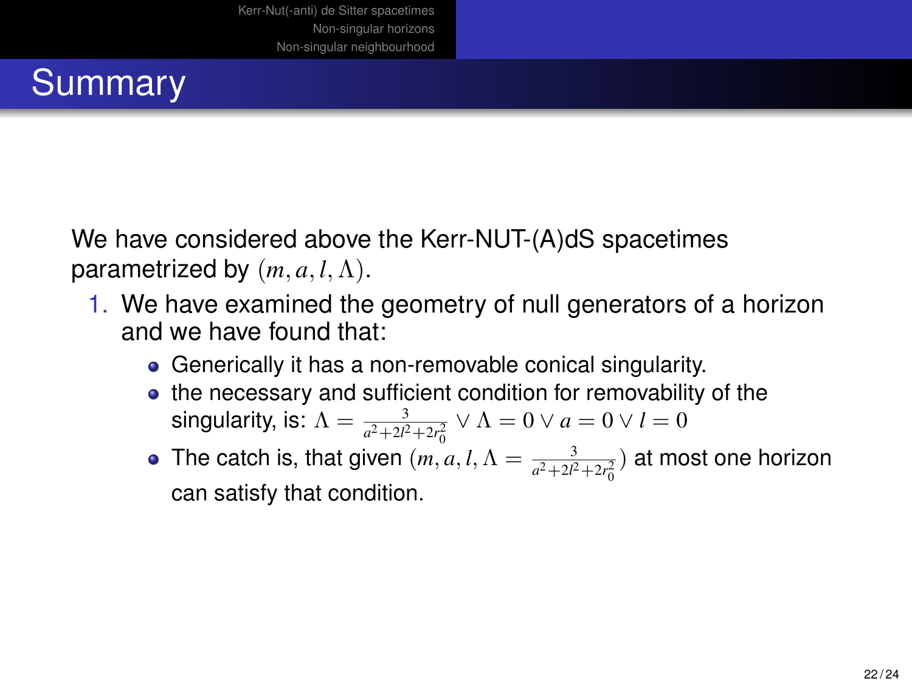# Summary

We have considered above the Kerr-NUT-(A)dS spacetimes parametrized by $(m, a, l, \Lambda)$.

1. We have examined the geometry of null generators of a horizon and we have found that:
   - Generically it has a non-removable conical singularity.
   - the necessary and sufficient condition for removability of the singularity, is: $\Lambda = \frac{3}{a^2+2l^2+2r_0^2} \vee \Lambda = 0 \vee a = 0 \vee l = 0$
   - The catch is, that given $(m, a, l, \Lambda = \frac{3}{a^2+2l^2+2r_0^2})$ at most one horizon can satisfy that condition.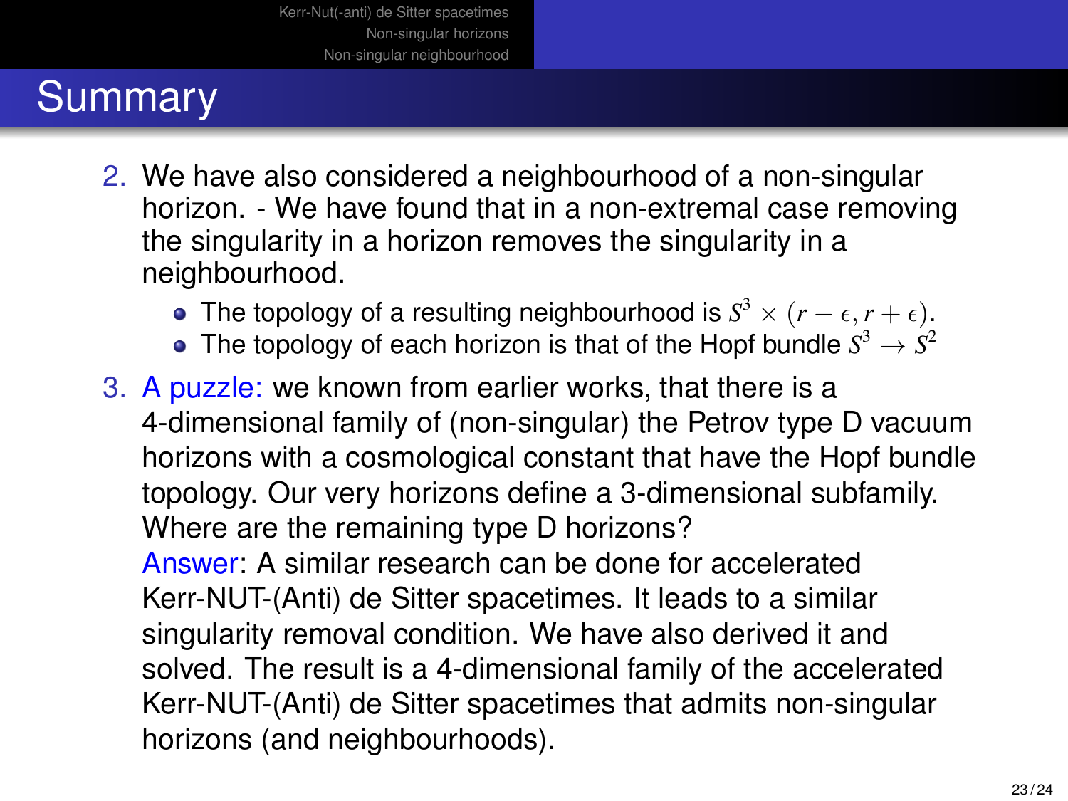# Summary

2. We have also considered a neighbourhood of a non-singular horizon. - We have found that in a non-extremal case removing the singularity in a horizon removes the singularity in a neighbourhood.
   - The topology of a resulting neighbourhood is $S^3 \times (r - \epsilon, r + \epsilon)$.
   - The topology of each horizon is that of the Hopf bundle $S^3 \to S^2$
3. A puzzle: we known from earlier works, that there is a 4-dimensional family of (non-singular) the Petrov type D vacuum horizons with a cosmological constant that have the Hopf bundle topology. Our very horizons define a 3-dimensional subfamily. Where are the remaining type D horizons?
   Answer: A similar research can be done for accelerated Kerr-NUT-(Anti) de Sitter spacetimes. It leads to a similar singularity removal condition. We have also derived it and solved. The result is a 4-dimensional family of the accelerated Kerr-NUT-(Anti) de Sitter spacetimes that admits non-singular horizons (and neighbourhoods).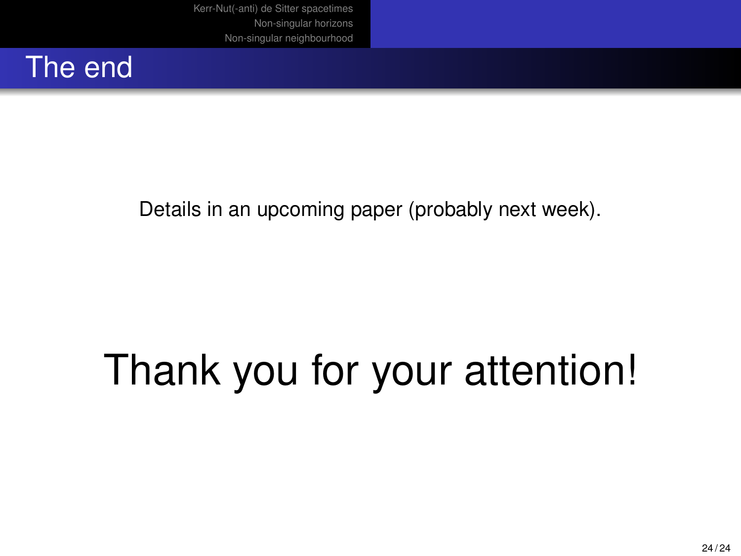# The end

Details in an upcoming paper (probably next week).

## Thank you for your attention!